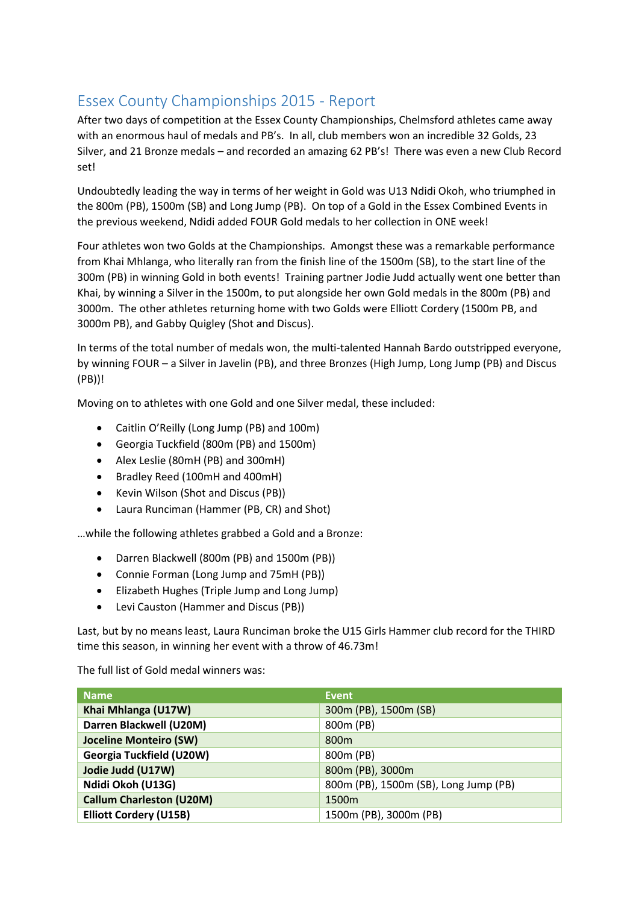# Essex County Championships 2015 - Report

After two days of competition at the Essex County Championships, Chelmsford athletes came away with an enormous haul of medals and PB's. In all, club members won an incredible 32 Golds, 23 Silver, and 21 Bronze medals – and recorded an amazing 62 PB's! There was even a new Club Record set!

Undoubtedly leading the way in terms of her weight in Gold was U13 Ndidi Okoh, who triumphed in the 800m (PB), 1500m (SB) and Long Jump (PB). On top of a Gold in the Essex Combined Events in the previous weekend, Ndidi added FOUR Gold medals to her collection in ONE week!

Four athletes won two Golds at the Championships. Amongst these was a remarkable performance from Khai Mhlanga, who literally ran from the finish line of the 1500m (SB), to the start line of the 300m (PB) in winning Gold in both events! Training partner Jodie Judd actually went one better than Khai, by winning a Silver in the 1500m, to put alongside her own Gold medals in the 800m (PB) and 3000m. The other athletes returning home with two Golds were Elliott Cordery (1500m PB, and 3000m PB), and Gabby Quigley (Shot and Discus).

In terms of the total number of medals won, the multi-talented Hannah Bardo outstripped everyone, by winning FOUR – a Silver in Javelin (PB), and three Bronzes (High Jump, Long Jump (PB) and Discus (PB))!

Moving on to athletes with one Gold and one Silver medal, these included:

- Caitlin O'Reilly (Long Jump (PB) and 100m)
- Georgia Tuckfield (800m (PB) and 1500m)
- Alex Leslie (80mH (PB) and 300mH)
- Bradley Reed (100mH and 400mH)
- Kevin Wilson (Shot and Discus (PB))
- Laura Runciman (Hammer (PB, CR) and Shot)

…while the following athletes grabbed a Gold and a Bronze:

- Darren Blackwell (800m (PB) and 1500m (PB))
- Connie Forman (Long Jump and 75mH (PB))
- Elizabeth Hughes (Triple Jump and Long Jump)
- Levi Causton (Hammer and Discus (PB))

Last, but by no means least, Laura Runciman broke the U15 Girls Hammer club record for the THIRD time this season, in winning her event with a throw of 46.73m!

The full list of Gold medal winners was:

| Name | Event |
|---|---|
| **Khai Mhlanga (U17W)** | 300m (PB), 1500m (SB) |
| **Darren Blackwell (U20M)** | 800m (PB) |
| **Joceline Monteiro (SW)** | 800m |
| **Georgia Tuckfield (U20W)** | 800m (PB) |
| **Jodie Judd (U17W)** | 800m (PB), 3000m |
| **Ndidi Okoh (U13G)** | 800m (PB), 1500m (SB), Long Jump (PB) |
| **Callum Charleston (U20M)** | 1500m |
| **Elliott Cordery (U15B)** | 1500m (PB), 3000m (PB) |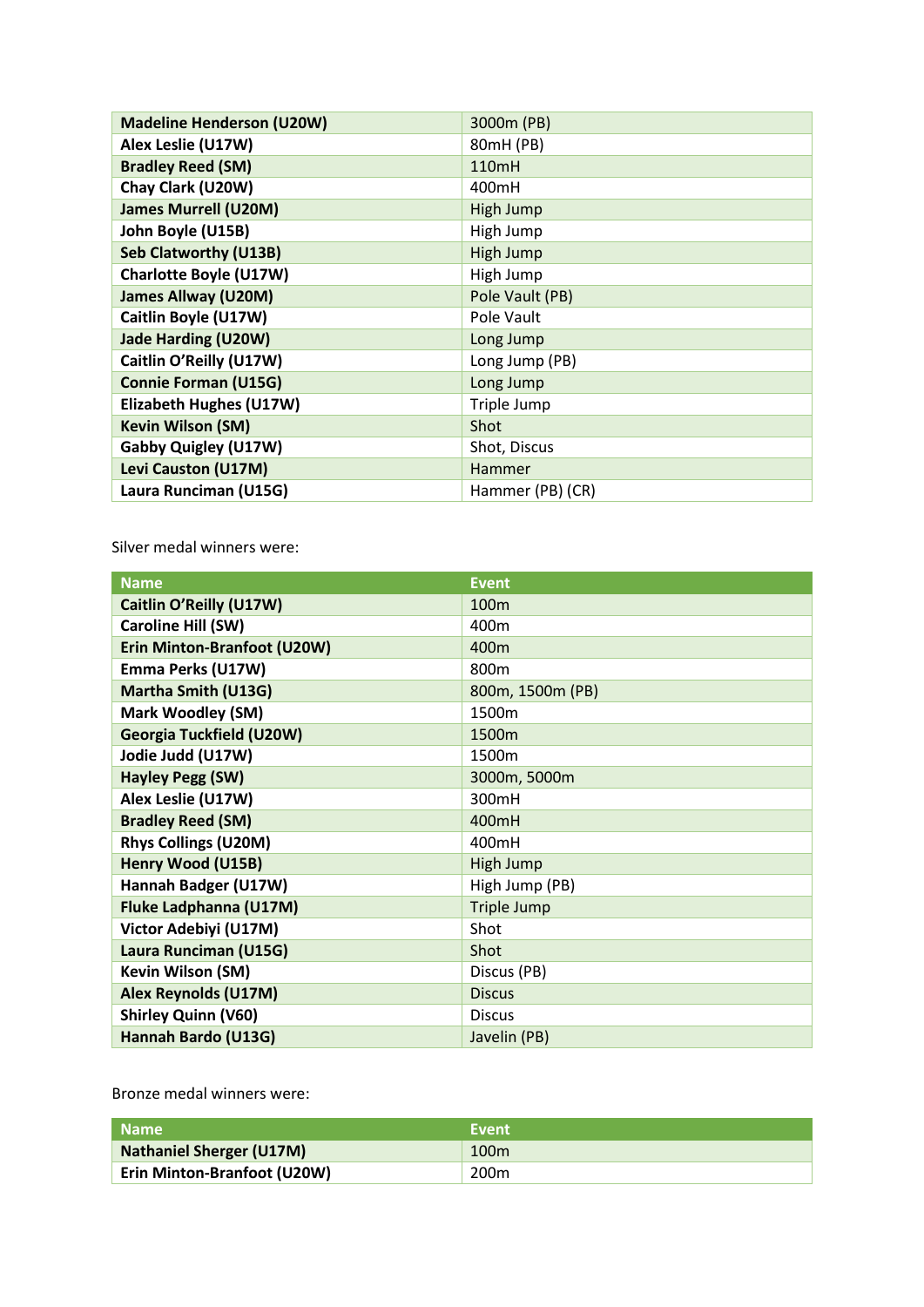| | |
|---|---|
| **Madeline Henderson (U20W)** | 3000m (PB) |
| **Alex Leslie (U17W)** | 80mH (PB) |
| **Bradley Reed (SM)** | 110mH |
| **Chay Clark (U20W)** | 400mH |
| **James Murrell (U20M)** | High Jump |
| **John Boyle (U15B)** | High Jump |
| **Seb Clatworthy (U13B)** | High Jump |
| **Charlotte Boyle (U17W)** | High Jump |
| **James Allway (U20M)** | Pole Vault (PB) |
| **Caitlin Boyle (U17W)** | Pole Vault |
| **Jade Harding (U20W)** | Long Jump |
| **Caitlin O'Reilly (U17W)** | Long Jump (PB) |
| **Connie Forman (U15G)** | Long Jump |
| **Elizabeth Hughes (U17W)** | Triple Jump |
| **Kevin Wilson (SM)** | Shot |
| **Gabby Quigley (U17W)** | Shot, Discus |
| **Levi Causton (U17M)** | Hammer |
| **Laura Runciman (U15G)** | Hammer (PB) (CR) |

Silver medal winners were:

| Name | Event |
|---|---|
| **Caitlin O'Reilly (U17W)** | 100m |
| **Caroline Hill (SW)** | 400m |
| **Erin Minton-Branfoot (U20W)** | 400m |
| **Emma Perks (U17W)** | 800m |
| **Martha Smith (U13G)** | 800m, 1500m (PB) |
| **Mark Woodley (SM)** | 1500m |
| **Georgia Tuckfield (U20W)** | 1500m |
| **Jodie Judd (U17W)** | 1500m |
| **Hayley Pegg (SW)** | 3000m, 5000m |
| **Alex Leslie (U17W)** | 300mH |
| **Bradley Reed (SM)** | 400mH |
| **Rhys Collings (U20M)** | 400mH |
| **Henry Wood (U15B)** | High Jump |
| **Hannah Badger (U17W)** | High Jump (PB) |
| **Fluke Ladphanna (U17M)** | Triple Jump |
| **Victor Adebiyi (U17M)** | Shot |
| **Laura Runciman (U15G)** | Shot |
| **Kevin Wilson (SM)** | Discus (PB) |
| **Alex Reynolds (U17M)** | Discus |
| **Shirley Quinn (V60)** | Discus |
| **Hannah Bardo (U13G)** | Javelin (PB) |

Bronze medal winners were:

| Name | Event |
|---|---|
| **Nathaniel Sherger (U17M)** | 100m |
| **Erin Minton-Branfoot (U20W)** | 200m |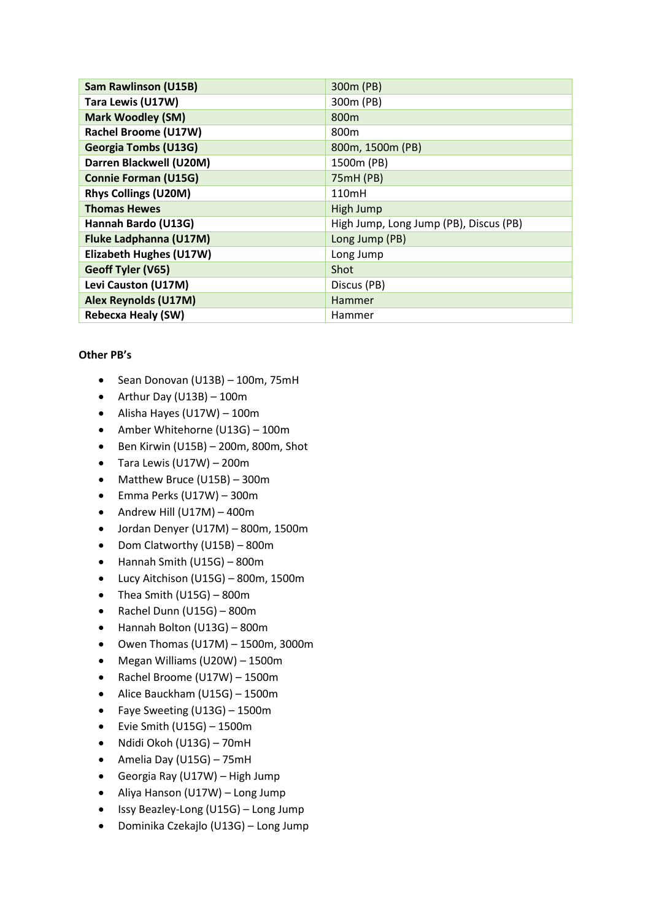| **Sam Rawlinson (U15B)** | 300m (PB) |
|---|---|
| **Tara Lewis (U17W)** | 300m (PB) |
| **Mark Woodley (SM)** | 800m |
| **Rachel Broome (U17W)** | 800m |
| **Georgia Tombs (U13G)** | 800m, 1500m (PB) |
| **Darren Blackwell (U20M)** | 1500m (PB) |
| **Connie Forman (U15G)** | 75mH (PB) |
| **Rhys Collings (U20M)** | 110mH |
| **Thomas Hewes** | High Jump |
| **Hannah Bardo (U13G)** | High Jump, Long Jump (PB), Discus (PB) |
| **Fluke Ladphanna (U17M)** | Long Jump (PB) |
| **Elizabeth Hughes (U17W)** | Long Jump |
| **Geoff Tyler (V65)** | Shot |
| **Levi Causton (U17M)** | Discus (PB) |
| **Alex Reynolds (U17M)** | Hammer |
| **Rebecxa Healy (SW)** | Hammer |

**Other PB's**

- Sean Donovan (U13B) – 100m, 75mH
- Arthur Day (U13B) – 100m
- Alisha Hayes (U17W) – 100m
- Amber Whitehorne (U13G) – 100m
- Ben Kirwin (U15B) – 200m, 800m, Shot
- Tara Lewis (U17W) – 200m
- Matthew Bruce (U15B) – 300m
- Emma Perks (U17W) – 300m
- Andrew Hill (U17M) – 400m
- Jordan Denyer (U17M) – 800m, 1500m
- Dom Clatworthy (U15B) – 800m
- Hannah Smith (U15G) – 800m
- Lucy Aitchison (U15G) – 800m, 1500m
- Thea Smith (U15G) – 800m
- Rachel Dunn (U15G) – 800m
- Hannah Bolton (U13G) – 800m
- Owen Thomas (U17M) – 1500m, 3000m
- Megan Williams (U20W) – 1500m
- Rachel Broome (U17W) – 1500m
- Alice Bauckham (U15G) – 1500m
- Faye Sweeting (U13G) – 1500m
- Evie Smith (U15G) – 1500m
- Ndidi Okoh (U13G) – 70mH
- Amelia Day (U15G) – 75mH
- Georgia Ray (U17W) – High Jump
- Aliya Hanson (U17W) – Long Jump
- Issy Beazley-Long (U15G) – Long Jump
- Dominika Czekajlo (U13G) – Long Jump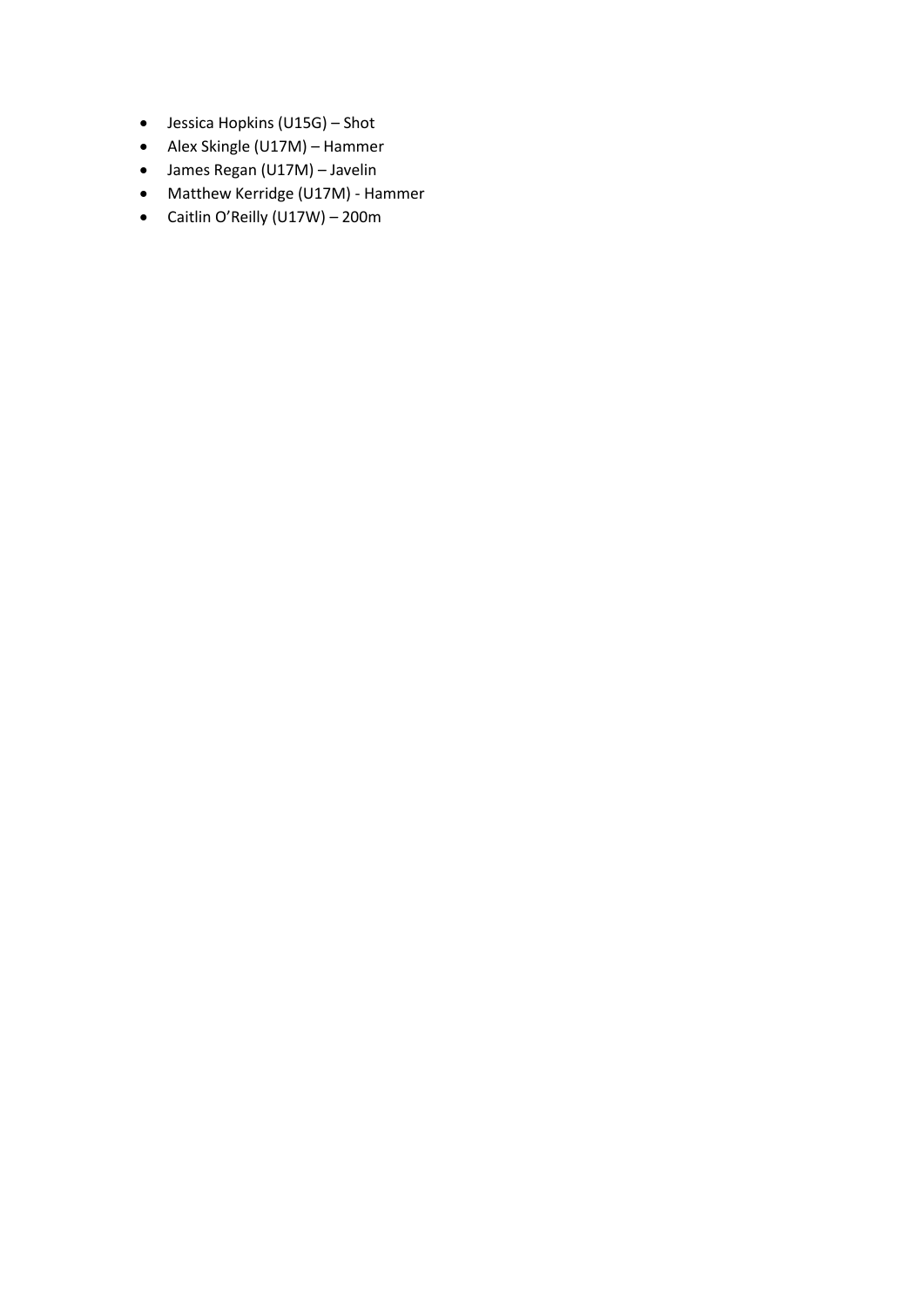- Jessica Hopkins (U15G) – Shot
- Alex Skingle (U17M) – Hammer
- James Regan (U17M) – Javelin
- Matthew Kerridge (U17M) - Hammer
- Caitlin O'Reilly (U17W) – 200m